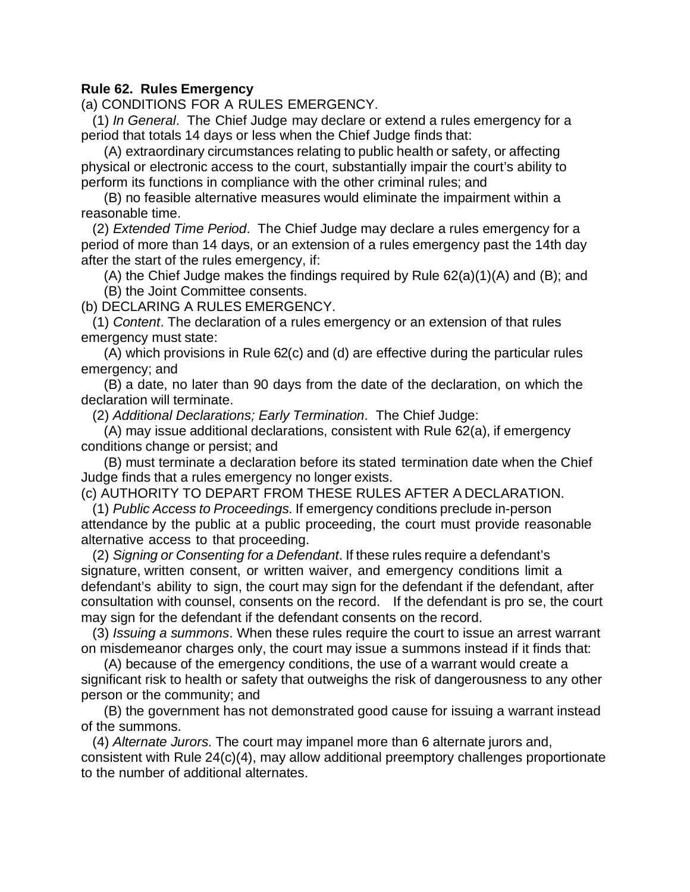**Rule 62. Rules Emergency**

(a) CONDITIONS FOR A RULES EMERGENCY.

(1) *In General*. The Chief Judge may declare or extend a rules emergency for a period that totals 14 days or less when the Chief Judge finds that:

(A) extraordinary circumstances relating to public health or safety, or affecting physical or electronic access to the court, substantially impair the court's ability to perform its functions in compliance with the other criminal rules; and

(B) no feasible alternative measures would eliminate the impairment within a reasonable time.

(2) *Extended Time Period*. The Chief Judge may declare a rules emergency for a period of more than 14 days, or an extension of a rules emergency past the 14th day after the start of the rules emergency, if:

(A) the Chief Judge makes the findings required by Rule 62(a)(1)(A) and (B); and

(B) the Joint Committee consents.

(b) DECLARING A RULES EMERGENCY.

(1) *Content*. The declaration of a rules emergency or an extension of that rules emergency must state:

(A) which provisions in Rule 62(c) and (d) are effective during the particular rules emergency; and

(B) a date, no later than 90 days from the date of the declaration, on which the declaration will terminate.

(2) *Additional Declarations; Early Termination*. The Chief Judge:

(A) may issue additional declarations, consistent with Rule 62(a), if emergency conditions change or persist; and

(B) must terminate a declaration before its stated termination date when the Chief Judge finds that a rules emergency no longer exists.

(c) AUTHORITY TO DEPART FROM THESE RULES AFTER A DECLARATION.

(1) *Public Access to Proceedings*. If emergency conditions preclude in-person attendance by the public at a public proceeding, the court must provide reasonable alternative access to that proceeding.

(2) *Signing or Consenting for a Defendant*. If these rules require a defendant's signature, written consent, or written waiver, and emergency conditions limit a defendant's ability to sign, the court may sign for the defendant if the defendant, after consultation with counsel, consents on the record. If the defendant is pro se, the court may sign for the defendant if the defendant consents on the record.

(3) *Issuing a summons*. When these rules require the court to issue an arrest warrant on misdemeanor charges only, the court may issue a summons instead if it finds that:

(A) because of the emergency conditions, the use of a warrant would create a significant risk to health or safety that outweighs the risk of dangerousness to any other person or the community; and

(B) the government has not demonstrated good cause for issuing a warrant instead of the summons.

(4) *Alternate Jurors*. The court may impanel more than 6 alternate jurors and, consistent with Rule 24(c)(4), may allow additional preemptory challenges proportionate to the number of additional alternates.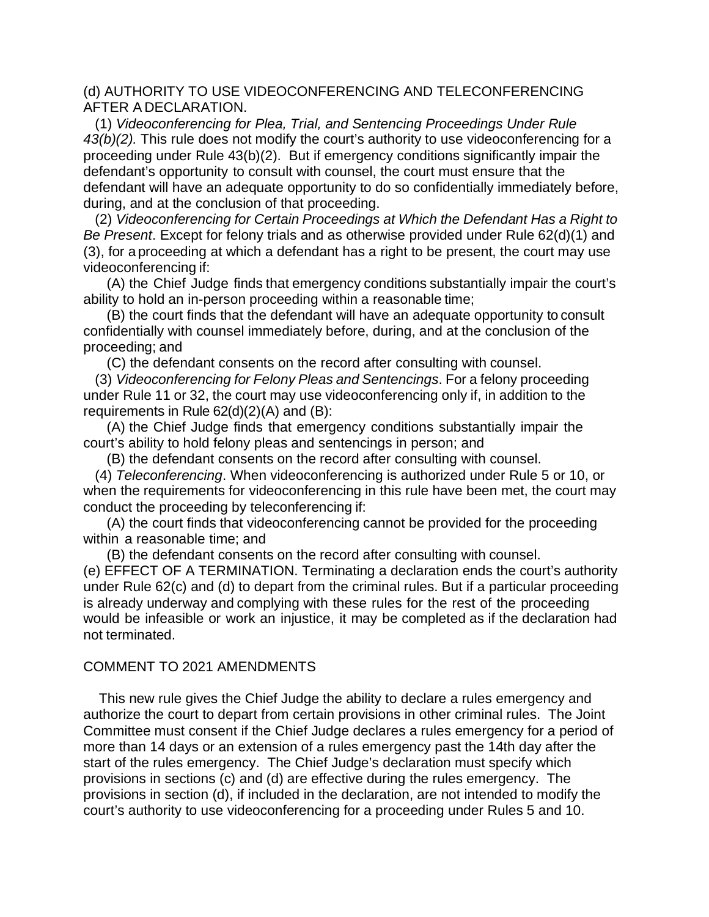(d) AUTHORITY TO USE VIDEOCONFERENCING AND TELECONFERENCING AFTER A DECLARATION.

(1) *Videoconferencing for Plea, Trial, and Sentencing Proceedings Under Rule 43(b)(2).* This rule does not modify the court's authority to use videoconferencing for a proceeding under Rule 43(b)(2). But if emergency conditions significantly impair the defendant's opportunity to consult with counsel, the court must ensure that the defendant will have an adequate opportunity to do so confidentially immediately before, during, and at the conclusion of that proceeding.

(2) *Videoconferencing for Certain Proceedings at Which the Defendant Has a Right to Be Present*. Except for felony trials and as otherwise provided under Rule 62(d)(1) and (3), for a proceeding at which a defendant has a right to be present, the court may use videoconferencing if:

(A) the Chief Judge finds that emergency conditions substantially impair the court's ability to hold an in-person proceeding within a reasonable time;

(B) the court finds that the defendant will have an adequate opportunity to consult confidentially with counsel immediately before, during, and at the conclusion of the proceeding; and

(C) the defendant consents on the record after consulting with counsel.

(3) *Videoconferencing for Felony Pleas and Sentencings*. For a felony proceeding under Rule 11 or 32, the court may use videoconferencing only if, in addition to the requirements in Rule 62(d)(2)(A) and (B):

(A) the Chief Judge finds that emergency conditions substantially impair the court's ability to hold felony pleas and sentencings in person; and

(B) the defendant consents on the record after consulting with counsel.

(4) *Teleconferencing*. When videoconferencing is authorized under Rule 5 or 10, or when the requirements for videoconferencing in this rule have been met, the court may conduct the proceeding by teleconferencing if:

(A) the court finds that videoconferencing cannot be provided for the proceeding within a reasonable time; and

(B) the defendant consents on the record after consulting with counsel.

(e) EFFECT OF A TERMINATION. Terminating a declaration ends the court's authority under Rule 62(c) and (d) to depart from the criminal rules. But if a particular proceeding is already underway and complying with these rules for the rest of the proceeding would be infeasible or work an injustice, it may be completed as if the declaration had not terminated.

COMMENT TO 2021 AMENDMENTS

This new rule gives the Chief Judge the ability to declare a rules emergency and authorize the court to depart from certain provisions in other criminal rules. The Joint Committee must consent if the Chief Judge declares a rules emergency for a period of more than 14 days or an extension of a rules emergency past the 14th day after the start of the rules emergency. The Chief Judge's declaration must specify which provisions in sections (c) and (d) are effective during the rules emergency. The provisions in section (d), if included in the declaration, are not intended to modify the court's authority to use videoconferencing for a proceeding under Rules 5 and 10.